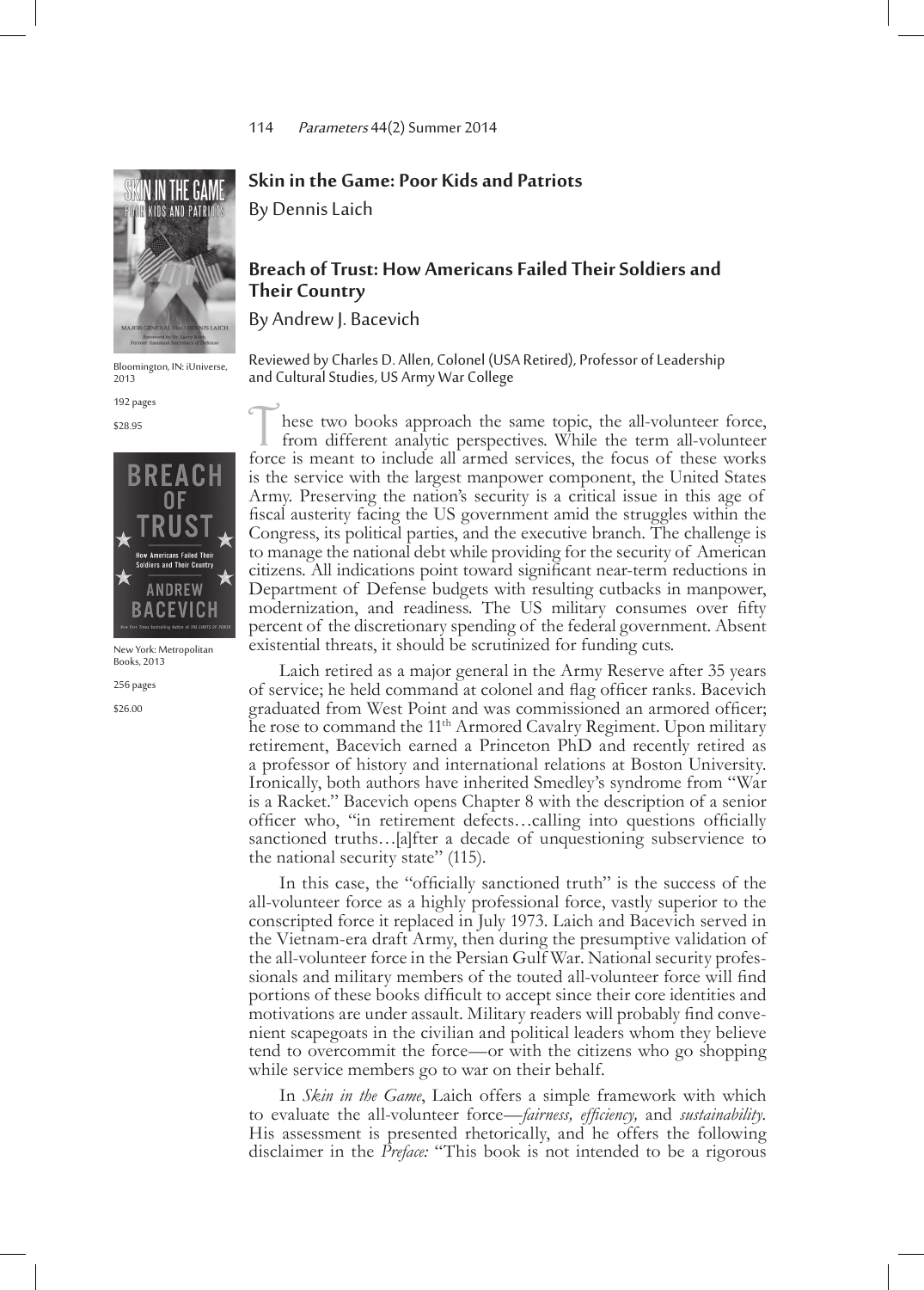## Skin in the Game: Poor Kids and Patriots

By Dennis Laich

Bloomington, IN: iUniverse, 2013

192 pages

$28.95

## Breach of Trust: How Americans Failed Their Soldiers and Their Country

By Andrew J. Bacevich

New York: Metropolitan Books, 2013

256 pages

$26.00

Reviewed by Charles D. Allen, Colonel (USA Retired), Professor of Leadership and Cultural Studies, US Army War College

These two books approach the same topic, the all-volunteer force, from different analytic perspectives. While the term all-volunteer force is meant to include all armed services, the focus of these works is the service with the largest manpower component, the United States Army. Preserving the nation's security is a critical issue in this age of fiscal austerity facing the US government amid the struggles within the Congress, its political parties, and the executive branch. The challenge is to manage the national debt while providing for the security of American citizens. All indications point toward significant near-term reductions in Department of Defense budgets with resulting cutbacks in manpower, modernization, and readiness. The US military consumes over fifty percent of the discretionary spending of the federal government. Absent existential threats, it should be scrutinized for funding cuts.

Laich retired as a major general in the Army Reserve after 35 years of service; he held command at colonel and flag officer ranks. Bacevich graduated from West Point and was commissioned an armored officer; he rose to command the 11th Armored Cavalry Regiment. Upon military retirement, Bacevich earned a Princeton PhD and recently retired as a professor of history and international relations at Boston University. Ironically, both authors have inherited Smedley's syndrome from "War is a Racket." Bacevich opens Chapter 8 with the description of a senior officer who, "in retirement defects…calling into questions officially sanctioned truths…[a]fter a decade of unquestioning subservience to the national security state" (115).

In this case, the "officially sanctioned truth" is the success of the all-volunteer force as a highly professional force, vastly superior to the conscripted force it replaced in July 1973. Laich and Bacevich served in the Vietnam-era draft Army, then during the presumptive validation of the all-volunteer force in the Persian Gulf War. National security professionals and military members of the touted all-volunteer force will find portions of these books difficult to accept since their core identities and motivations are under assault. Military readers will probably find convenient scapegoats in the civilian and political leaders whom they believe tend to overcommit the force—or with the citizens who go shopping while service members go to war on their behalf.

In *Skin in the Game*, Laich offers a simple framework with which to evaluate the all-volunteer force—*fairness, efficiency,* and *sustainability*. His assessment is presented rhetorically, and he offers the following disclaimer in the *Preface:* "This book is not intended to be a rigorous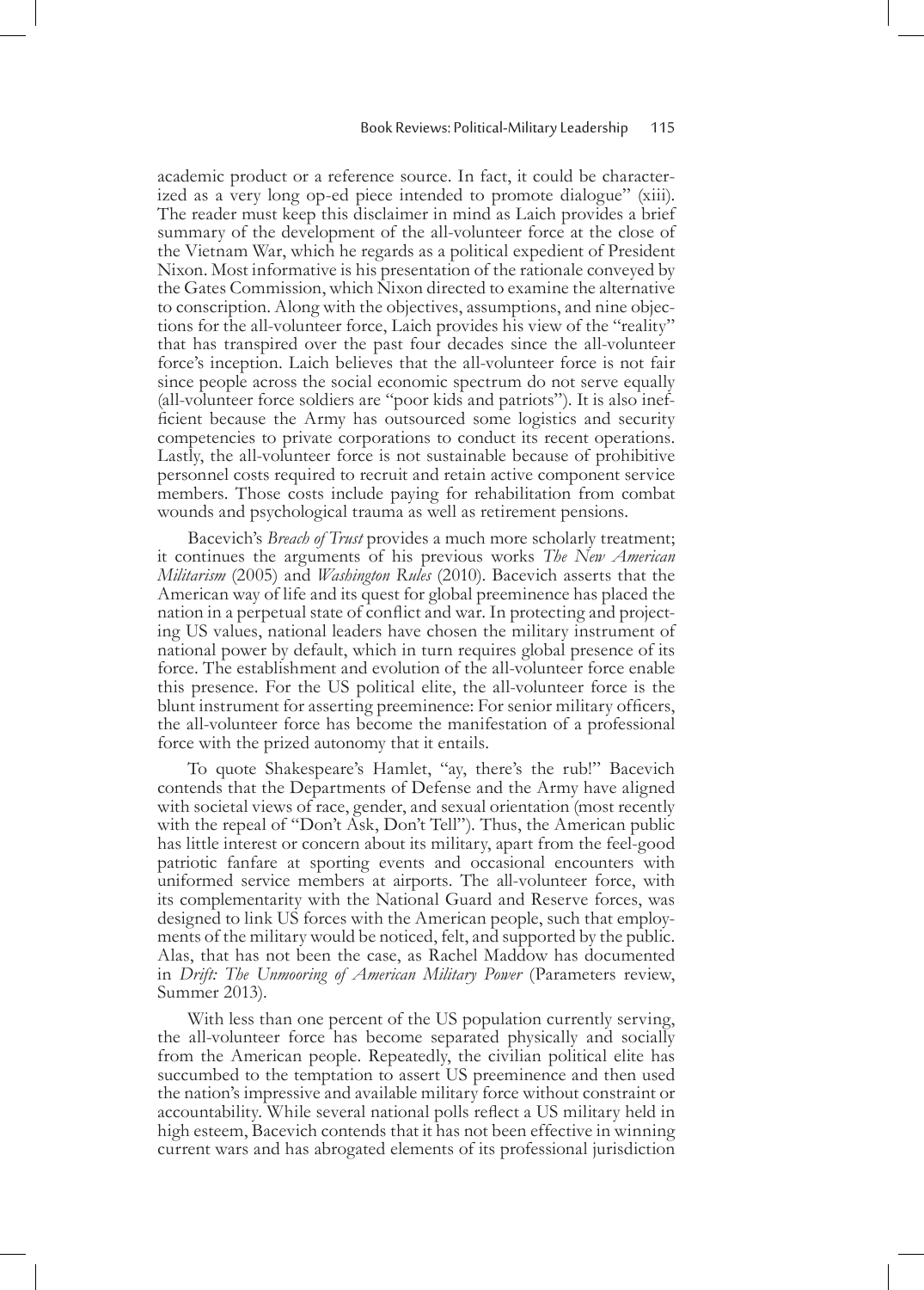academic product or a reference source. In fact, it could be characterized as a very long op-ed piece intended to promote dialogue" (xiii). The reader must keep this disclaimer in mind as Laich provides a brief summary of the development of the all-volunteer force at the close of the Vietnam War, which he regards as a political expedient of President Nixon. Most informative is his presentation of the rationale conveyed by the Gates Commission, which Nixon directed to examine the alternative to conscription. Along with the objectives, assumptions, and nine objections for the all-volunteer force, Laich provides his view of the "reality" that has transpired over the past four decades since the all-volunteer force's inception. Laich believes that the all-volunteer force is not fair since people across the social economic spectrum do not serve equally (all-volunteer force soldiers are "poor kids and patriots"). It is also inefficient because the Army has outsourced some logistics and security competencies to private corporations to conduct its recent operations. Lastly, the all-volunteer force is not sustainable because of prohibitive personnel costs required to recruit and retain active component service members. Those costs include paying for rehabilitation from combat wounds and psychological trauma as well as retirement pensions.

Bacevich's *Breach of Trust* provides a much more scholarly treatment; it continues the arguments of his previous works *The New American Militarism* (2005) and *Washington Rules* (2010). Bacevich asserts that the American way of life and its quest for global preeminence has placed the nation in a perpetual state of conflict and war. In protecting and projecting US values, national leaders have chosen the military instrument of national power by default, which in turn requires global presence of its force. The establishment and evolution of the all-volunteer force enable this presence. For the US political elite, the all-volunteer force is the blunt instrument for asserting preeminence: For senior military officers, the all-volunteer force has become the manifestation of a professional force with the prized autonomy that it entails.

To quote Shakespeare's Hamlet, "ay, there's the rub!" Bacevich contends that the Departments of Defense and the Army have aligned with societal views of race, gender, and sexual orientation (most recently with the repeal of "Don't Ask, Don't Tell"). Thus, the American public has little interest or concern about its military, apart from the feel-good patriotic fanfare at sporting events and occasional encounters with uniformed service members at airports. The all-volunteer force, with its complementarity with the National Guard and Reserve forces, was designed to link US forces with the American people, such that employments of the military would be noticed, felt, and supported by the public. Alas, that has not been the case, as Rachel Maddow has documented in *Drift: The Unmooring of American Military Power* (Parameters review, Summer 2013).

With less than one percent of the US population currently serving, the all-volunteer force has become separated physically and socially from the American people. Repeatedly, the civilian political elite has succumbed to the temptation to assert US preeminence and then used the nation's impressive and available military force without constraint or accountability. While several national polls reflect a US military held in high esteem, Bacevich contends that it has not been effective in winning current wars and has abrogated elements of its professional jurisdiction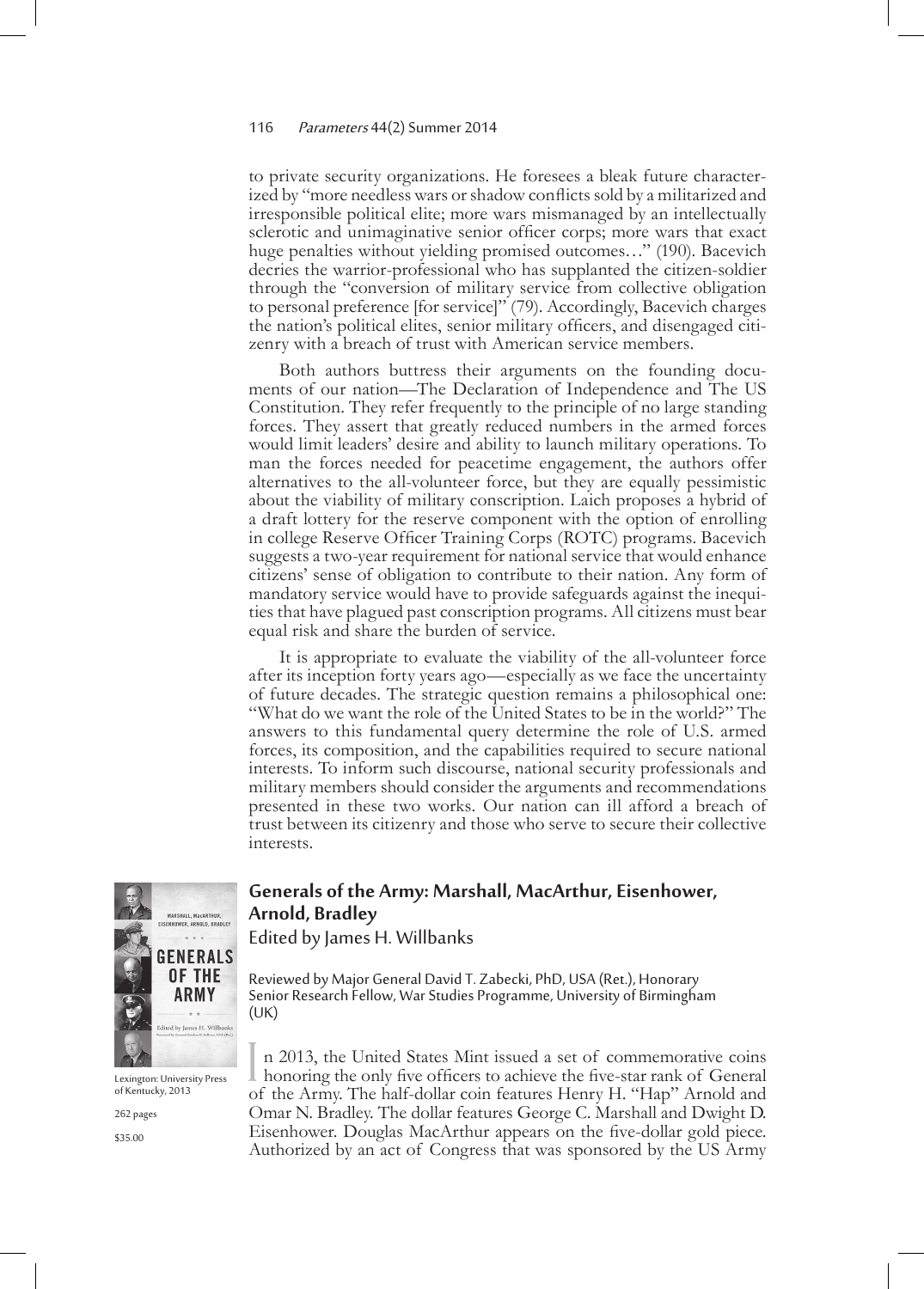to private security organizations. He foresees a bleak future characterized by "more needless wars or shadow conflicts sold by a militarized and irresponsible political elite; more wars mismanaged by an intellectually sclerotic and unimaginative senior officer corps; more wars that exact huge penalties without yielding promised outcomes…" (190). Bacevich decries the warrior-professional who has supplanted the citizen-soldier through the "conversion of military service from collective obligation to personal preference [for service]" (79). Accordingly, Bacevich charges the nation's political elites, senior military officers, and disengaged citizenry with a breach of trust with American service members.

Both authors buttress their arguments on the founding documents of our nation—The Declaration of Independence and The US Constitution. They refer frequently to the principle of no large standing forces. They assert that greatly reduced numbers in the armed forces would limit leaders' desire and ability to launch military operations. To man the forces needed for peacetime engagement, the authors offer alternatives to the all-volunteer force, but they are equally pessimistic about the viability of military conscription. Laich proposes a hybrid of a draft lottery for the reserve component with the option of enrolling in college Reserve Officer Training Corps (ROTC) programs. Bacevich suggests a two-year requirement for national service that would enhance citizens' sense of obligation to contribute to their nation. Any form of mandatory service would have to provide safeguards against the inequities that have plagued past conscription programs. All citizens must bear equal risk and share the burden of service.

It is appropriate to evaluate the viability of the all-volunteer force after its inception forty years ago—especially as we face the uncertainty of future decades. The strategic question remains a philosophical one: "What do we want the role of the United States to be in the world?" The answers to this fundamental query determine the role of U.S. armed forces, its composition, and the capabilities required to secure national interests. To inform such discourse, national security professionals and military members should consider the arguments and recommendations presented in these two works. Our nation can ill afford a breach of trust between its citizenry and those who serve to secure their collective interests.

## Generals of the Army: Marshall, MacArthur, Eisenhower, Arnold, Bradley

Edited by James H. Willbanks

Lexington: University Press of Kentucky, 2013

262 pages

$35.00

Reviewed by Major General David T. Zabecki, PhD, USA (Ret.), Honorary Senior Research Fellow, War Studies Programme, University of Birmingham (UK)

In 2013, the United States Mint issued a set of commemorative coins honoring the only five officers to achieve the five-star rank of General of the Army. The half-dollar coin features Henry H. "Hap" Arnold and Omar N. Bradley. The dollar features George C. Marshall and Dwight D. Eisenhower. Douglas MacArthur appears on the five-dollar gold piece. Authorized by an act of Congress that was sponsored by the US Army